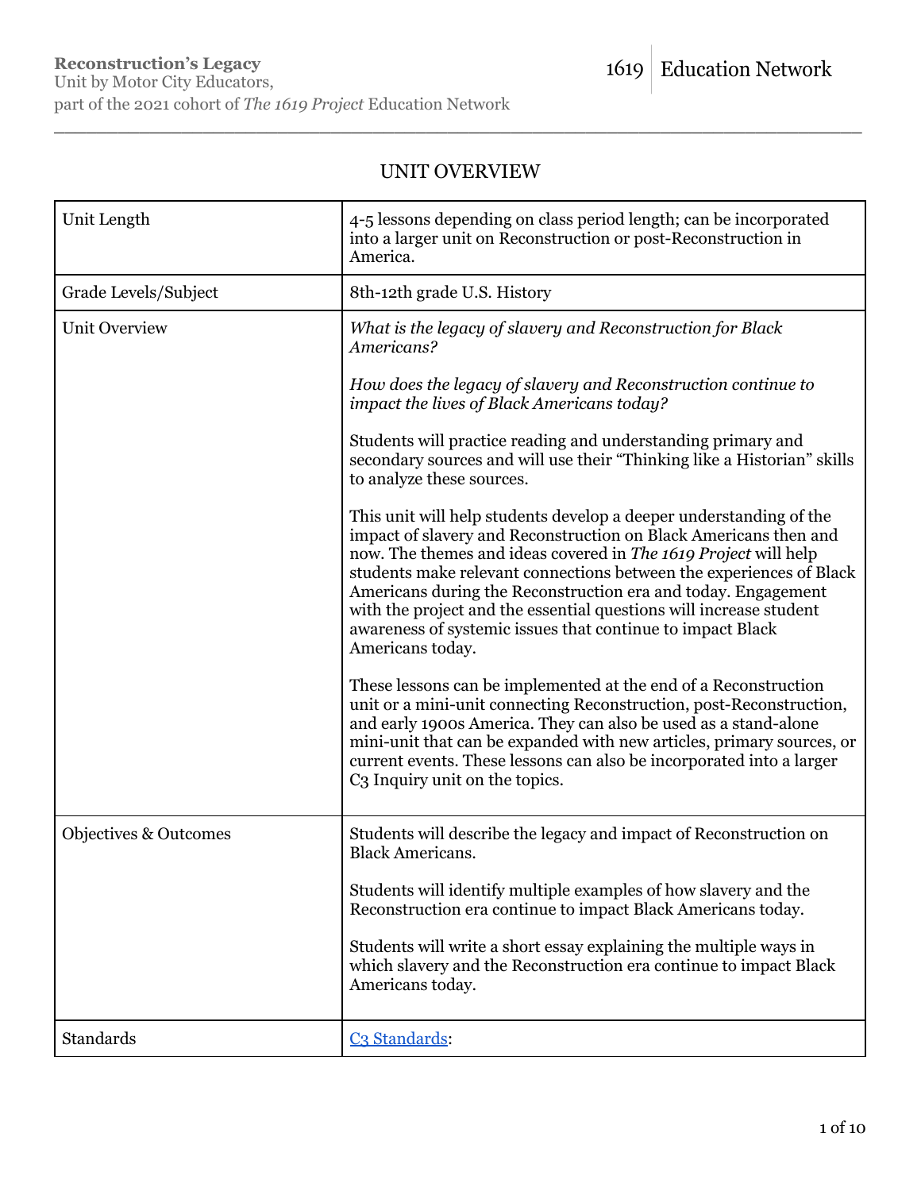**Reconstruction's Legacy**
Unit by Motor City Educators,
part of the 2021 cohort of *The 1619 Project* Education Network

1619 | Education Network

---

## UNIT OVERVIEW

| | |
|---|---|
| Unit Length | 4-5 lessons depending on class period length; can be incorporated into a larger unit on Reconstruction or post-Reconstruction in America. |
| Grade Levels/Subject | 8th-12th grade U.S. History |
| Unit Overview | *What is the legacy of slavery and Reconstruction for Black Americans?*<br><br>*How does the legacy of slavery and Reconstruction continue to impact the lives of Black Americans today?*<br><br>Students will practice reading and understanding primary and secondary sources and will use their "Thinking like a Historian" skills to analyze these sources.<br><br>This unit will help students develop a deeper understanding of the impact of slavery and Reconstruction on Black Americans then and now. The themes and ideas covered in *The 1619 Project* will help students make relevant connections between the experiences of Black Americans during the Reconstruction era and today. Engagement with the project and the essential questions will increase student awareness of systemic issues that continue to impact Black Americans today.<br><br>These lessons can be implemented at the end of a Reconstruction unit or a mini-unit connecting Reconstruction, post-Reconstruction, and early 1900s America. They can also be used as a stand-alone mini-unit that can be expanded with new articles, primary sources, or current events. These lessons can also be incorporated into a larger C3 Inquiry unit on the topics. |
| Objectives & Outcomes | Students will describe the legacy and impact of Reconstruction on Black Americans.<br><br>Students will identify multiple examples of how slavery and the Reconstruction era continue to impact Black Americans today.<br><br>Students will write a short essay explaining the multiple ways in which slavery and the Reconstruction era continue to impact Black Americans today. |
| Standards | C3 Standards: |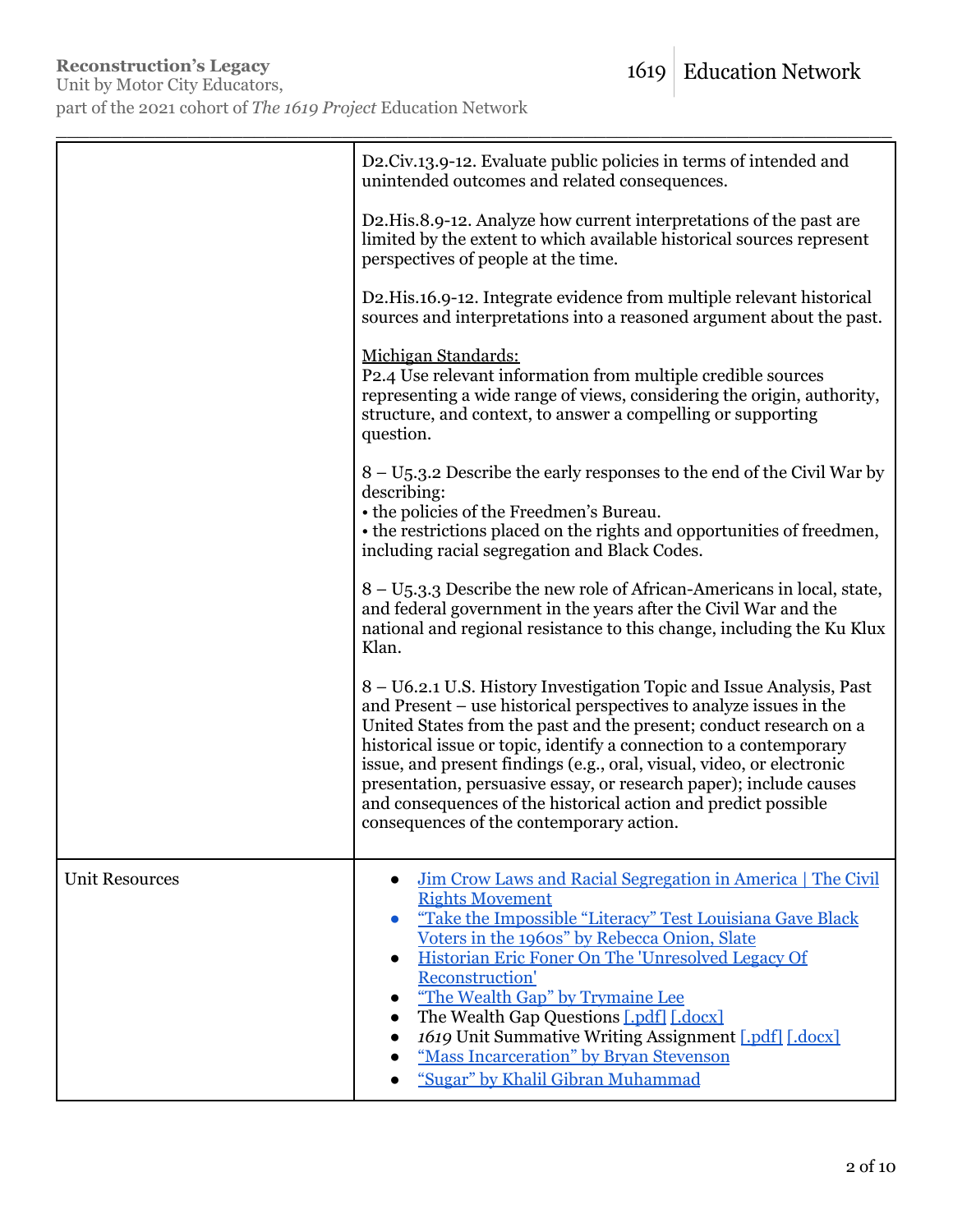| | |
|---|---|
| | D2.Civ.13.9-12. Evaluate public policies in terms of intended and unintended outcomes and related consequences.<br><br>D2.His.8.9-12. Analyze how current interpretations of the past are limited by the extent to which available historical sources represent perspectives of people at the time.<br><br>D2.His.16.9-12. Integrate evidence from multiple relevant historical sources and interpretations into a reasoned argument about the past.<br><br><u>Michigan Standards:</u><br>P2.4 Use relevant information from multiple credible sources representing a wide range of views, considering the origin, authority, structure, and context, to answer a compelling or supporting question.<br><br>8 – U5.3.2 Describe the early responses to the end of the Civil War by describing:<br>• the policies of the Freedmen's Bureau.<br>• the restrictions placed on the rights and opportunities of freedmen, including racial segregation and Black Codes.<br><br>8 – U5.3.3 Describe the new role of African-Americans in local, state, and federal government in the years after the Civil War and the national and regional resistance to this change, including the Ku Klux Klan.<br><br>8 – U6.2.1 U.S. History Investigation Topic and Issue Analysis, Past and Present – use historical perspectives to analyze issues in the United States from the past and the present; conduct research on a historical issue or topic, identify a connection to a contemporary issue, and present findings (e.g., oral, visual, video, or electronic presentation, persuasive essay, or research paper); include causes and consequences of the historical action and predict possible consequences of the contemporary action. |
| Unit Resources | • Jim Crow Laws and Racial Segregation in America \| The Civil Rights Movement<br>• "Take the Impossible "Literacy" Test Louisiana Gave Black Voters in the 1960s" by Rebecca Onion, Slate<br>• Historian Eric Foner On The 'Unresolved Legacy Of Reconstruction'<br>• "The Wealth Gap" by Trymaine Lee<br>• The Wealth Gap Questions [.pdf] [.docx]<br>• *1619* Unit Summative Writing Assignment [.pdf] [.docx]<br>• "Mass Incarceration" by Bryan Stevenson<br>• "Sugar" by Khalil Gibran Muhammad |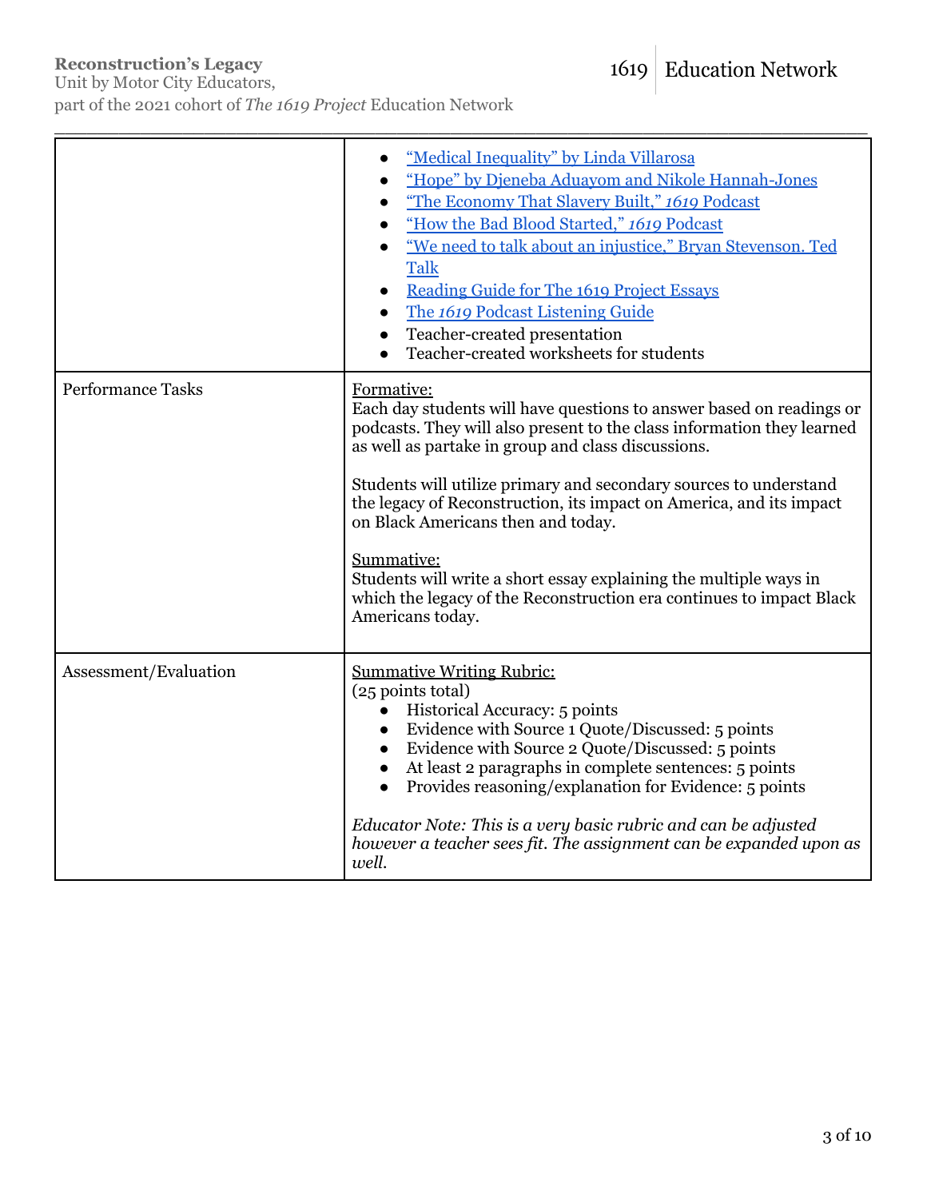| | |
|---|---|
| | • "Medical Inequality" by Linda Villarosa<br>• "Hope" by Djeneba Aduayom and Nikole Hannah-Jones<br>• "The Economy That Slavery Built," *1619* Podcast<br>• "How the Bad Blood Started," *1619* Podcast<br>• "We need to talk about an injustice," Bryan Stevenson. Ted Talk<br>• Reading Guide for The 1619 Project Essays<br>• The *1619* Podcast Listening Guide<br>• Teacher-created presentation<br>• Teacher-created worksheets for students |
| Performance Tasks | Formative:<br>Each day students will have questions to answer based on readings or podcasts. They will also present to the class information they learned as well as partake in group and class discussions.<br><br>Students will utilize primary and secondary sources to understand the legacy of Reconstruction, its impact on America, and its impact on Black Americans then and today.<br><br>Summative:<br>Students will write a short essay explaining the multiple ways in which the legacy of the Reconstruction era continues to impact Black Americans today. |
| Assessment/Evaluation | Summative Writing Rubric:<br>(25 points total)<br>• Historical Accuracy: 5 points<br>• Evidence with Source 1 Quote/Discussed: 5 points<br>• Evidence with Source 2 Quote/Discussed: 5 points<br>• At least 2 paragraphs in complete sentences: 5 points<br>• Provides reasoning/explanation for Evidence: 5 points<br><br>*Educator Note: This is a very basic rubric and can be adjusted however a teacher sees fit. The assignment can be expanded upon as well.* |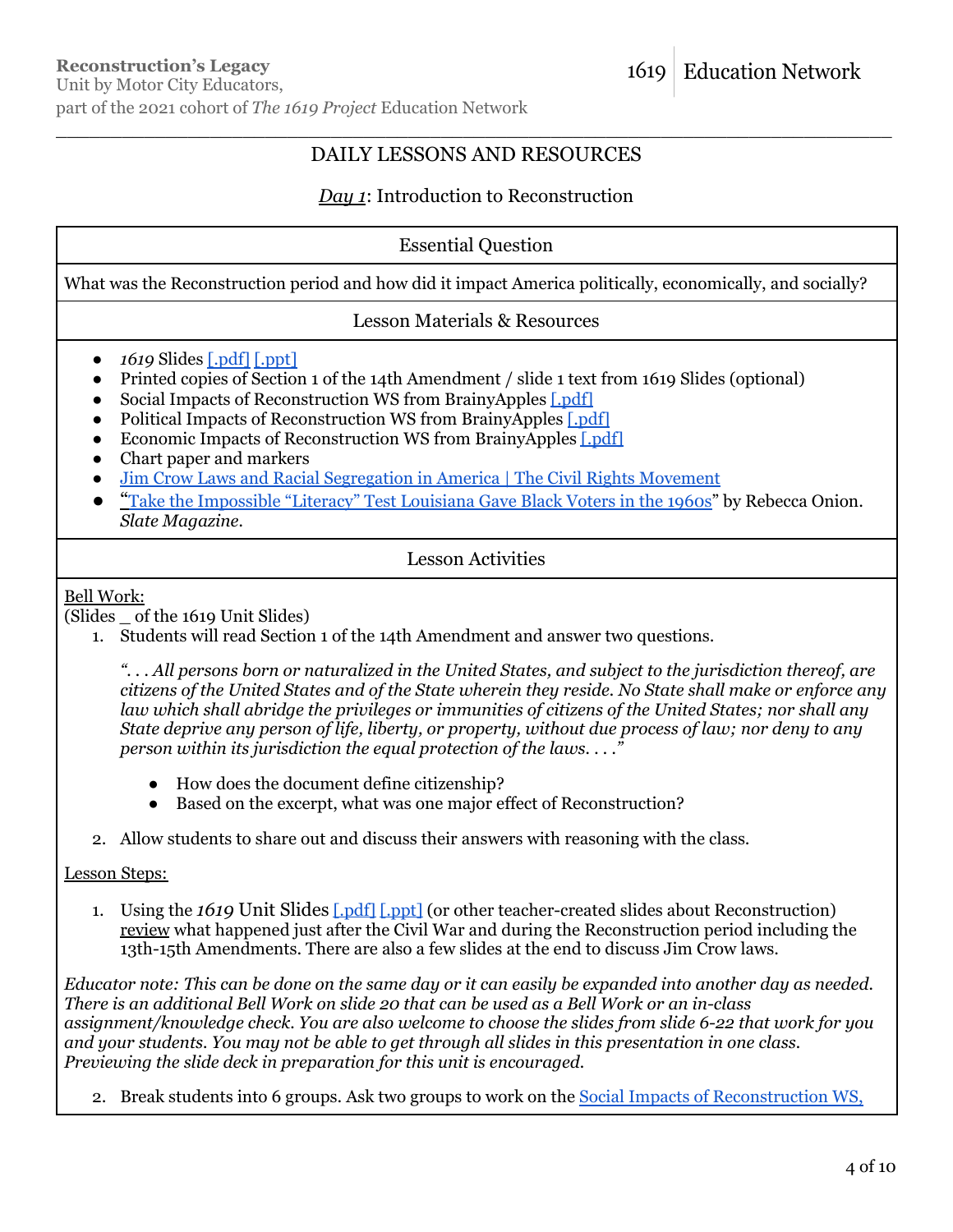DAILY LESSONS AND RESOURCES

***Day 1***: Introduction to Reconstruction

| Essential Question |
|---|
| What was the Reconstruction period and how did it impact America politically, economically, and socially? |

**Lesson Materials & Resources**

- *1619* Slides [.pdf] [.ppt]
- Printed copies of Section 1 of the 14th Amendment / slide 1 text from 1619 Slides (optional)
- Social Impacts of Reconstruction WS from BrainyApples [.pdf]
- Political Impacts of Reconstruction WS from BrainyApples [.pdf]
- Economic Impacts of Reconstruction WS from BrainyApples [.pdf]
- Chart paper and markers
- Jim Crow Laws and Racial Segregation in America | The Civil Rights Movement
- "Take the Impossible "Literacy" Test Louisiana Gave Black Voters in the 1960s" by Rebecca Onion. *Slate Magazine*.

**Lesson Activities**

Bell Work:
(Slides _ of the 1619 Unit Slides)

1. Students will read Section 1 of the 14th Amendment and answer two questions.

   *". . . All persons born or naturalized in the United States, and subject to the jurisdiction thereof, are citizens of the United States and of the State wherein they reside. No State shall make or enforce any law which shall abridge the privileges or immunities of citizens of the United States; nor shall any State deprive any person of life, liberty, or property, without due process of law; nor deny to any person within its jurisdiction the equal protection of the laws. . . ."*

   - How does the document define citizenship?
   - Based on the excerpt, what was one major effect of Reconstruction?

2. Allow students to share out and discuss their answers with reasoning with the class.

Lesson Steps:

1. Using the *1619* Unit Slides [.pdf] [.ppt] (or other teacher-created slides about Reconstruction) review what happened just after the Civil War and during the Reconstruction period including the 13th-15th Amendments. There are also a few slides at the end to discuss Jim Crow laws.

*Educator note: This can be done on the same day or it can easily be expanded into another day as needed. There is an additional Bell Work on slide 20 that can be used as a Bell Work or an in-class assignment/knowledge check. You are also welcome to choose the slides from slide 6-22 that work for you and your students. You may not be able to get through all slides in this presentation in one class. Previewing the slide deck in preparation for this unit is encouraged.*

2. Break students into 6 groups. Ask two groups to work on the Social Impacts of Reconstruction WS,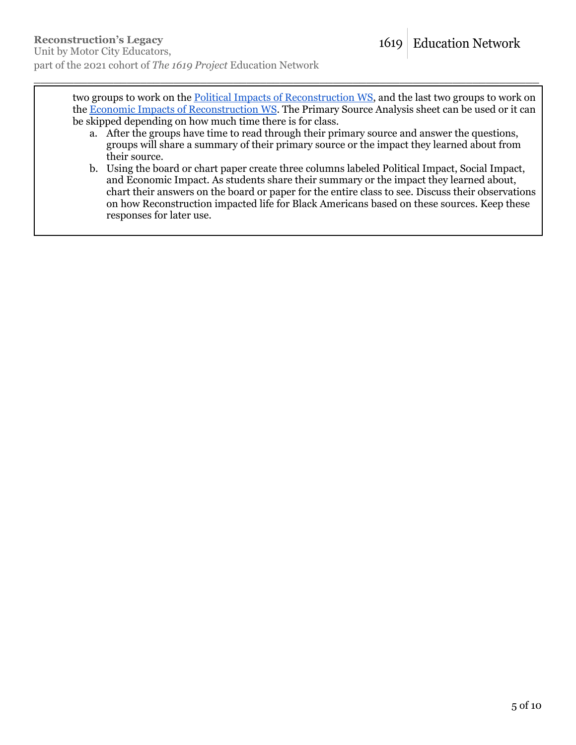two groups to work on the Political Impacts of Reconstruction WS, and the last two groups to work on the Economic Impacts of Reconstruction WS. The Primary Source Analysis sheet can be used or it can be skipped depending on how much time there is for class.

a. After the groups have time to read through their primary source and answer the questions, groups will share a summary of their primary source or the impact they learned about from their source.

b. Using the board or chart paper create three columns labeled Political Impact, Social Impact, and Economic Impact. As students share their summary or the impact they learned about, chart their answers on the board or paper for the entire class to see. Discuss their observations on how Reconstruction impacted life for Black Americans based on these sources. Keep these responses for later use.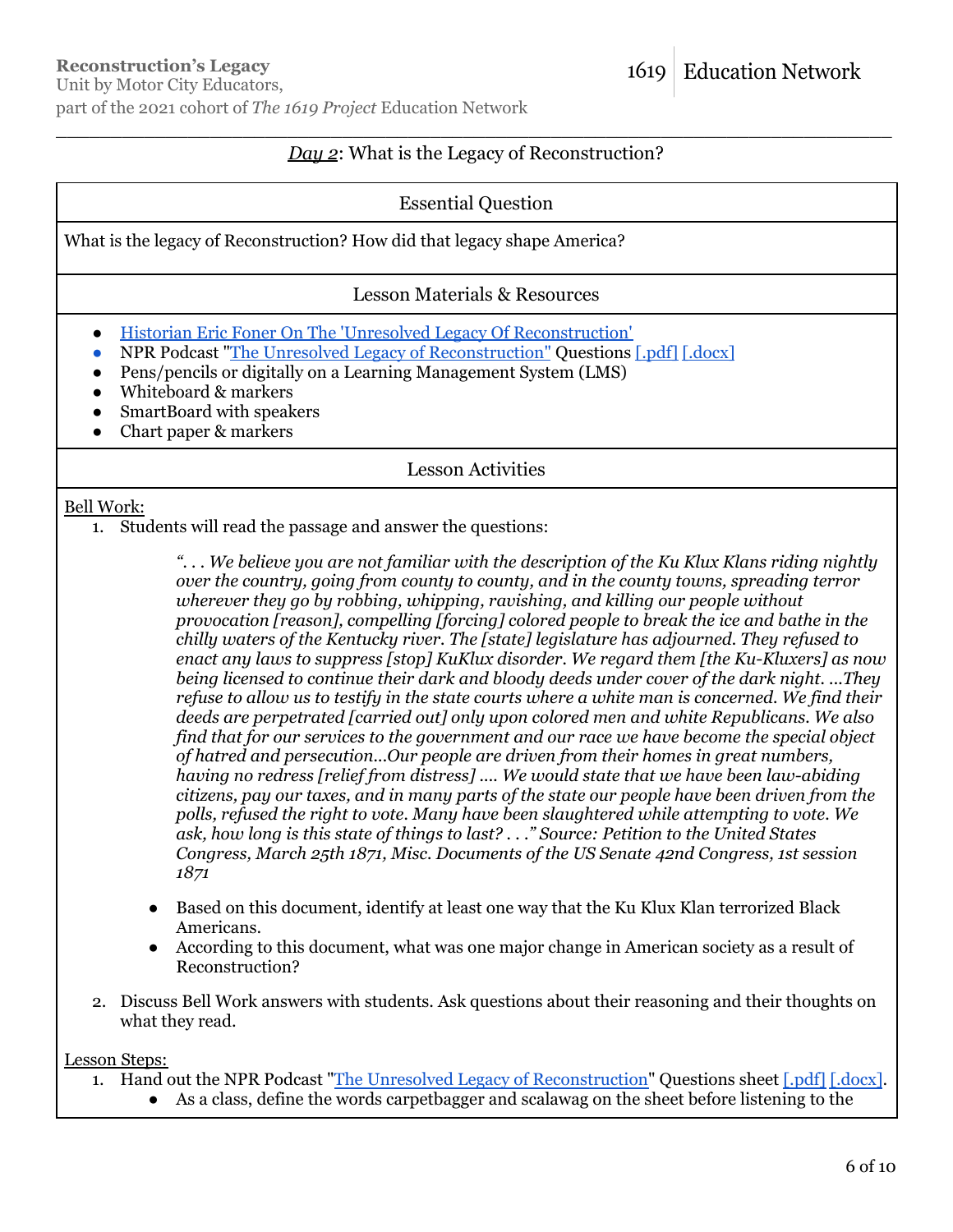*Day 2*: What is the Legacy of Reconstruction?

## Essential Question

What is the legacy of Reconstruction? How did that legacy shape America?

## Lesson Materials & Resources

- Historian Eric Foner On The 'Unresolved Legacy Of Reconstruction'
- NPR Podcast "The Unresolved Legacy of Reconstruction" Questions [.pdf] [.docx]
- Pens/pencils or digitally on a Learning Management System (LMS)
- Whiteboard & markers
- SmartBoard with speakers
- Chart paper & markers

## Lesson Activities

Bell Work:

1. Students will read the passage and answer the questions:

   > *". . . We believe you are not familiar with the description of the Ku Klux Klans riding nightly over the country, going from county to county, and in the county towns, spreading terror wherever they go by robbing, whipping, ravishing, and killing our people without provocation [reason], compelling [forcing] colored people to break the ice and bathe in the chilly waters of the Kentucky river. The [state] legislature has adjourned. They refused to enact any laws to suppress [stop] KuKlux disorder. We regard them [the Ku-Kluxers] as now being licensed to continue their dark and bloody deeds under cover of the dark night. ...They refuse to allow us to testify in the state courts where a white man is concerned. We find their deeds are perpetrated [carried out] only upon colored men and white Republicans. We also find that for our services to the government and our race we have become the special object of hatred and persecution...Our people are driven from their homes in great numbers, having no redress [relief from distress] .... We would state that we have been law-abiding citizens, pay our taxes, and in many parts of the state our people have been driven from the polls, refused the right to vote. Many have been slaughtered while attempting to vote. We ask, how long is this state of things to last? . . ." Source: Petition to the United States Congress, March 25th 1871, Misc. Documents of the US Senate 42nd Congress, 1st session 1871*

   - Based on this document, identify at least one way that the Ku Klux Klan terrorized Black Americans.
   - According to this document, what was one major change in American society as a result of Reconstruction?

2. Discuss Bell Work answers with students. Ask questions about their reasoning and their thoughts on what they read.

Lesson Steps:

1. Hand out the NPR Podcast "The Unresolved Legacy of Reconstruction" Questions sheet [.pdf] [.docx].
   - As a class, define the words carpetbagger and scalawag on the sheet before listening to the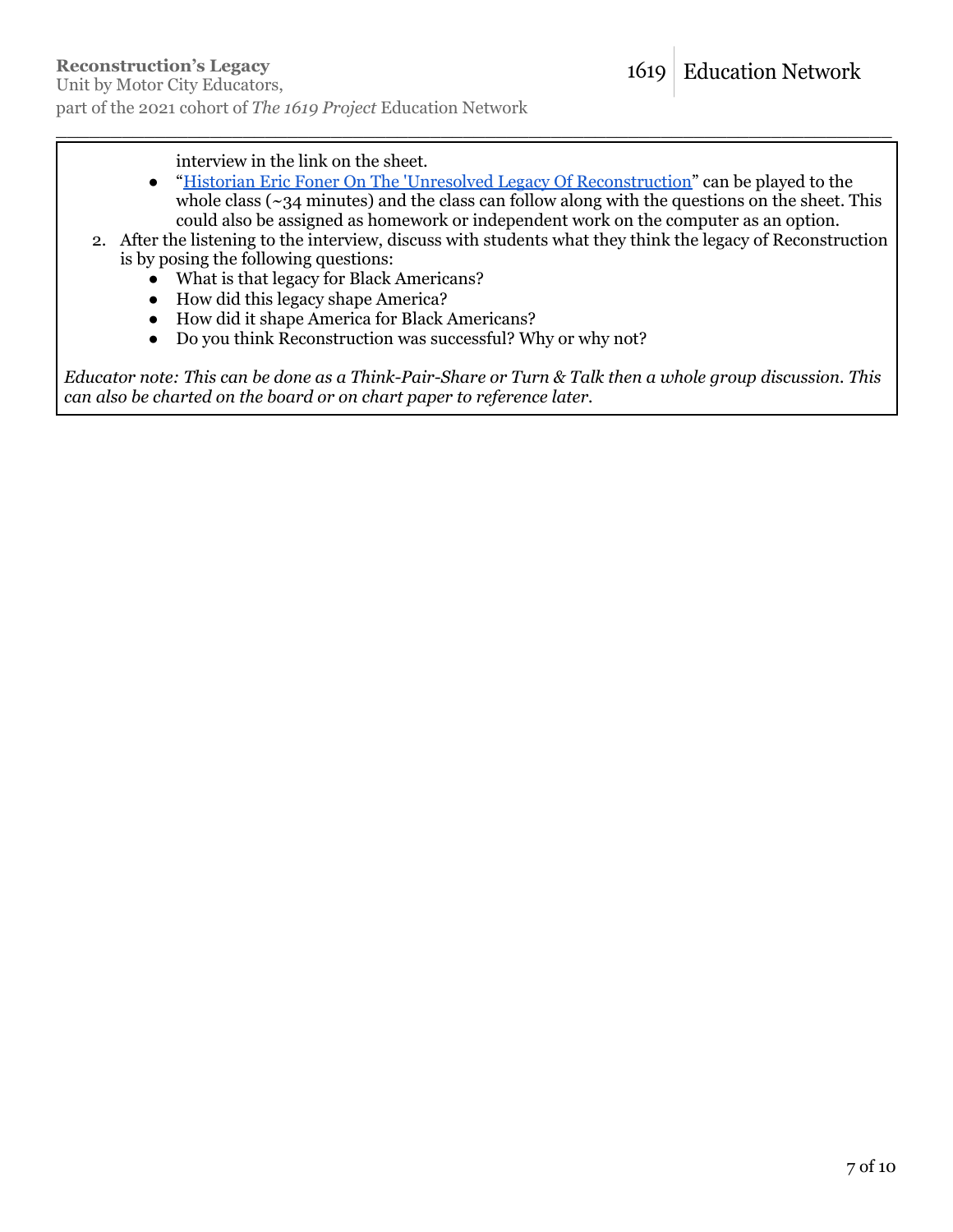interview in the link on the sheet.

- "Historian Eric Foner On The 'Unresolved Legacy Of Reconstruction" can be played to the whole class (~34 minutes) and the class can follow along with the questions on the sheet. This could also be assigned as homework or independent work on the computer as an option.

2. After the listening to the interview, discuss with students what they think the legacy of Reconstruction is by posing the following questions:
   - What is that legacy for Black Americans?
   - How did this legacy shape America?
   - How did it shape America for Black Americans?
   - Do you think Reconstruction was successful? Why or why not?

*Educator note: This can be done as a Think-Pair-Share or Turn & Talk then a whole group discussion. This can also be charted on the board or on chart paper to reference later.*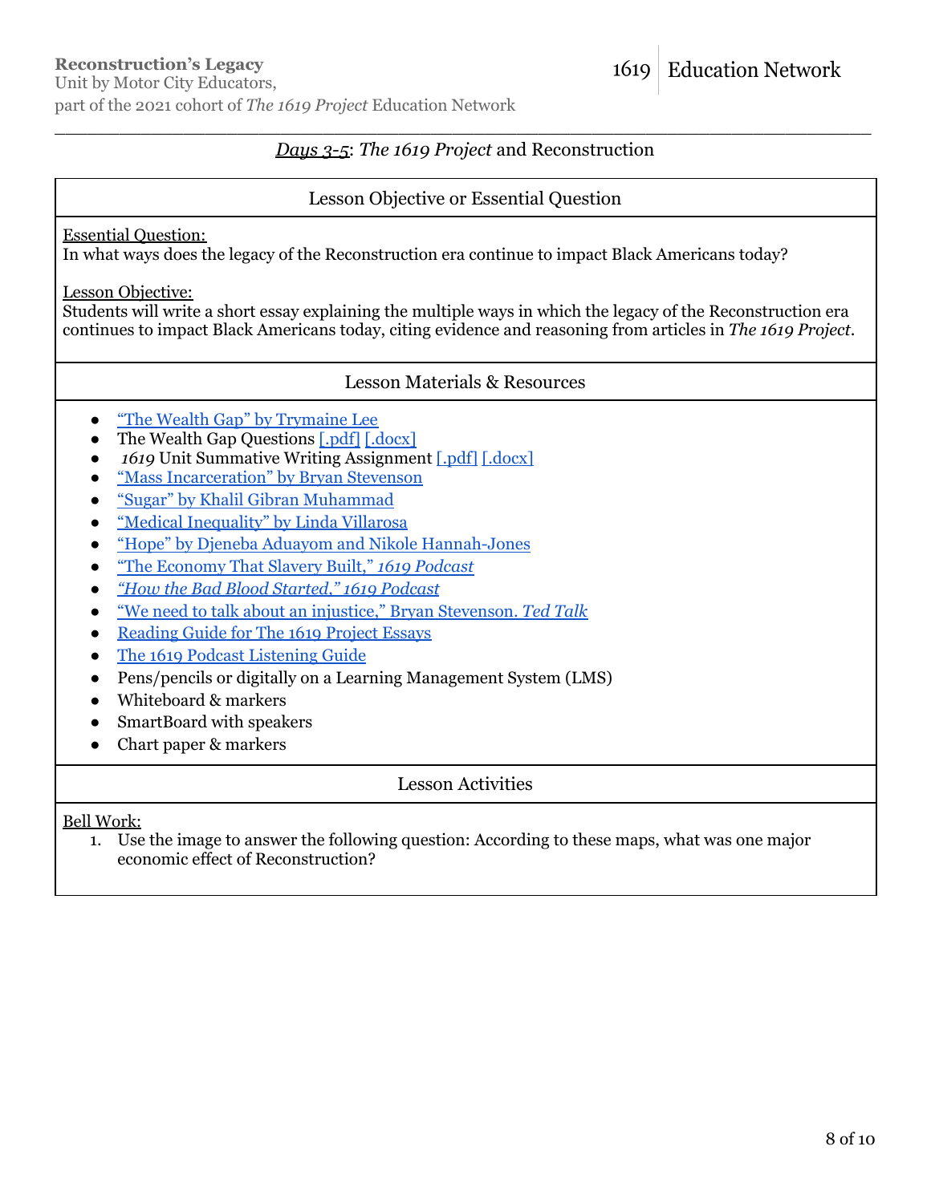## *Days 3-5*: *The 1619 Project* and Reconstruction

### Lesson Objective or Essential Question

Essential Question:
In what ways does the legacy of the Reconstruction era continue to impact Black Americans today?

Lesson Objective:
Students will write a short essay explaining the multiple ways in which the legacy of the Reconstruction era continues to impact Black Americans today, citing evidence and reasoning from articles in *The 1619 Project*.

### Lesson Materials & Resources

- "The Wealth Gap" by Trymaine Lee
- The Wealth Gap Questions [.pdf] [.docx]
- *1619* Unit Summative Writing Assignment [.pdf] [.docx]
- "Mass Incarceration" by Bryan Stevenson
- "Sugar" by Khalil Gibran Muhammad
- "Medical Inequality" by Linda Villarosa
- "Hope" by Djeneba Aduayom and Nikole Hannah-Jones
- "The Economy That Slavery Built," *1619 Podcast*
- *"How the Bad Blood Started," 1619 Podcast*
- "We need to talk about an injustice," Bryan Stevenson. *Ted Talk*
- Reading Guide for The 1619 Project Essays
- The 1619 Podcast Listening Guide
- Pens/pencils or digitally on a Learning Management System (LMS)
- Whiteboard & markers
- SmartBoard with speakers
- Chart paper & markers

### Lesson Activities

Bell Work:

1. Use the image to answer the following question: According to these maps, what was one major economic effect of Reconstruction?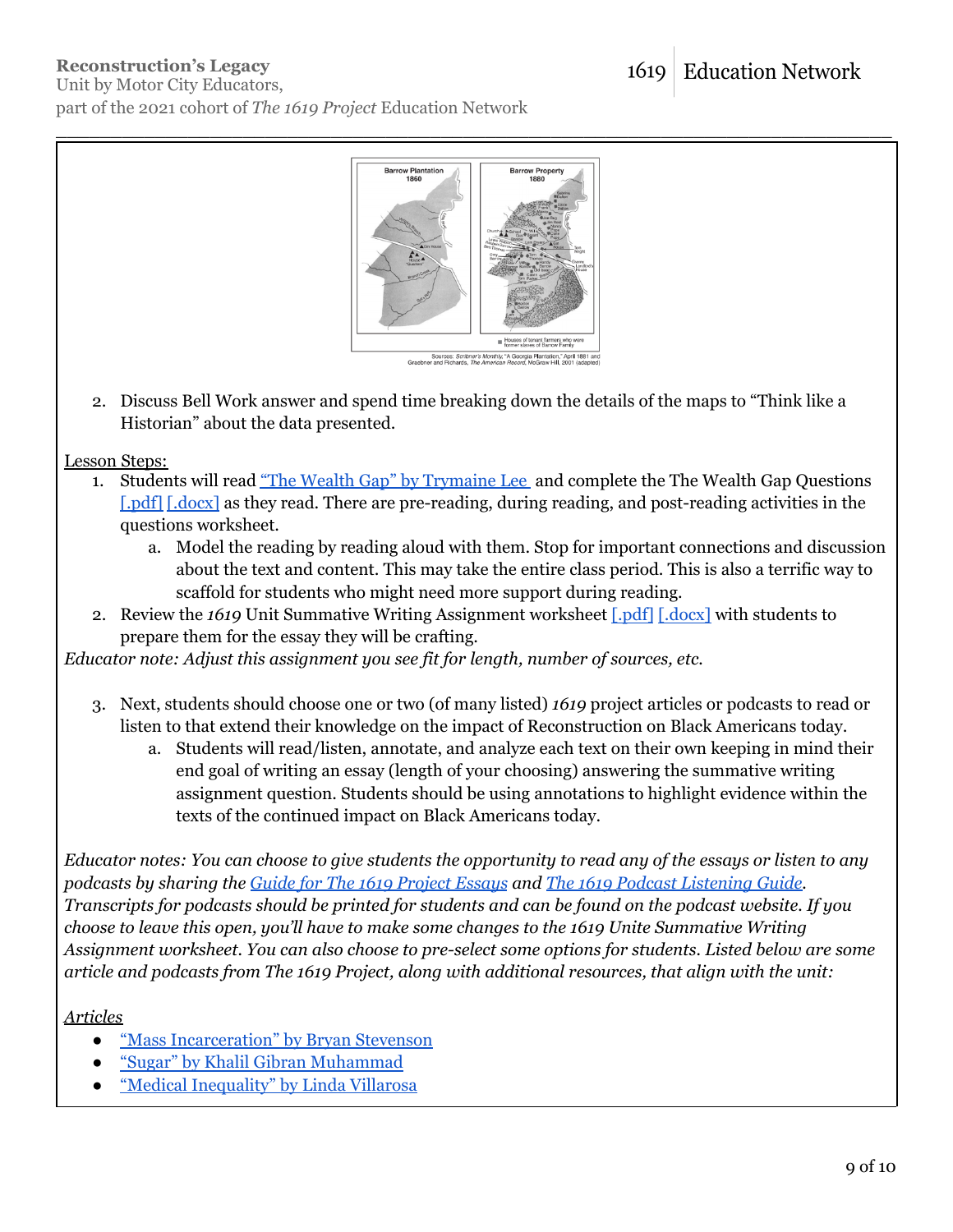Barrow Plantation 1860

Barrow Property 1880

Houses of tenant farmers who were former slaves of Barrow Family

Sources: Scribner's Monthly, "A Georgia Plantation," April 1881 and Graebner and Richards, The American Record, McGraw Hill, 2001 (adapted)

2. Discuss Bell Work answer and spend time breaking down the details of the maps to "Think like a Historian" about the data presented.

Lesson Steps:

1. Students will read "The Wealth Gap" by Trymaine Lee and complete the The Wealth Gap Questions [.pdf] [.docx] as they read. There are pre-reading, during reading, and post-reading activities in the questions worksheet.
   a. Model the reading by reading aloud with them. Stop for important connections and discussion about the text and content. This may take the entire class period. This is also a terrific way to scaffold for students who might need more support during reading.
2. Review the *1619* Unit Summative Writing Assignment worksheet [.pdf] [.docx] with students to prepare them for the essay they will be crafting.

*Educator note: Adjust this assignment you see fit for length, number of sources, etc.*

3. Next, students should choose one or two (of many listed) *1619* project articles or podcasts to read or listen to that extend their knowledge on the impact of Reconstruction on Black Americans today.
   a. Students will read/listen, annotate, and analyze each text on their own keeping in mind their end goal of writing an essay (length of your choosing) answering the summative writing assignment question. Students should be using annotations to highlight evidence within the texts of the continued impact on Black Americans today.

*Educator notes: You can choose to give students the opportunity to read any of the essays or listen to any podcasts by sharing the Guide for The 1619 Project Essays and The 1619 Podcast Listening Guide. Transcripts for podcasts should be printed for students and can be found on the podcast website. If you choose to leave this open, you'll have to make some changes to the 1619 Unite Summative Writing Assignment worksheet. You can also choose to pre-select some options for students. Listed below are some article and podcasts from The 1619 Project, along with additional resources, that align with the unit:*

*Articles*

- "Mass Incarceration" by Bryan Stevenson
- "Sugar" by Khalil Gibran Muhammad
- "Medical Inequality" by Linda Villarosa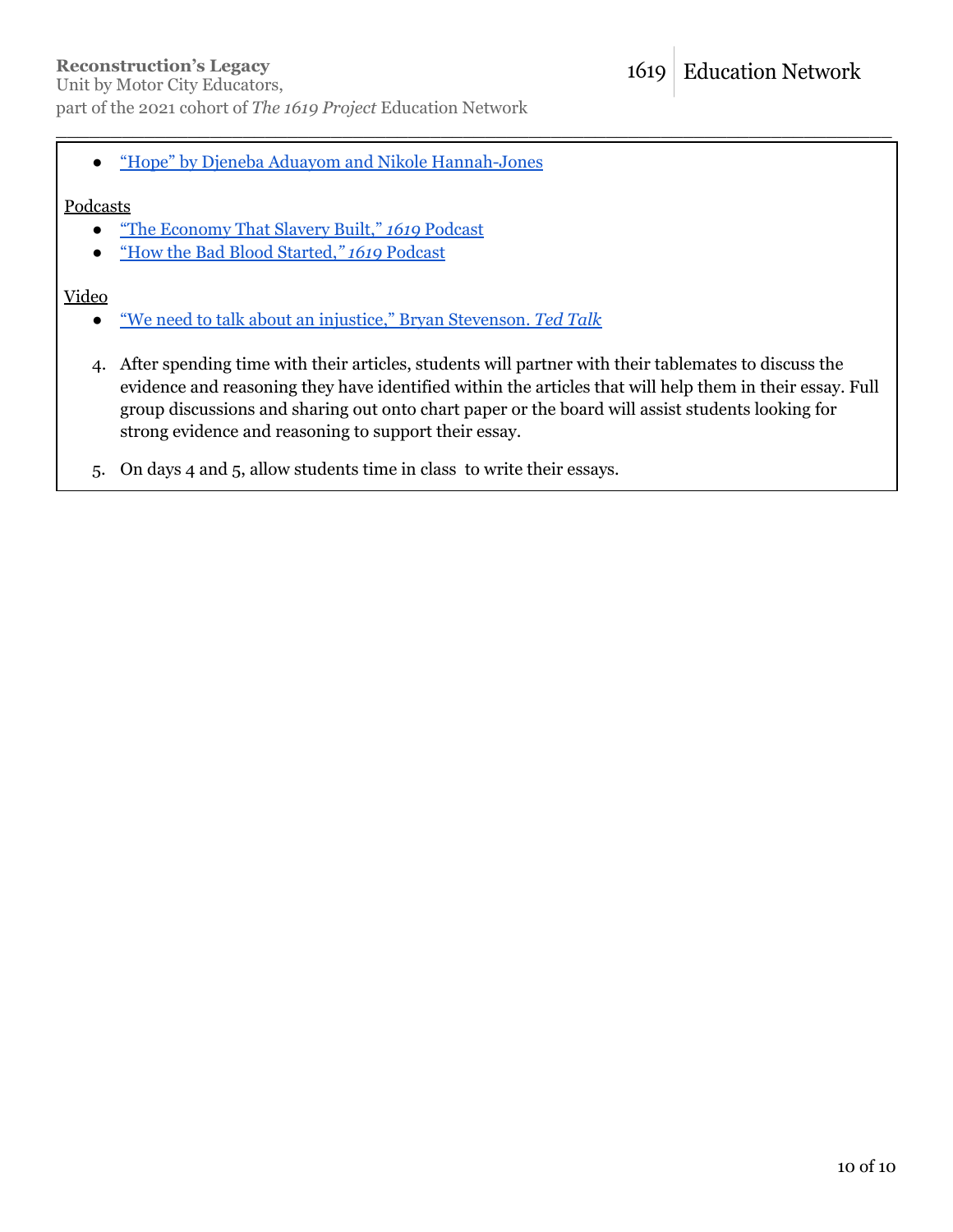- “Hope” by Djeneba Aduayom and Nikole Hannah-Jones

Podcasts

- “The Economy That Slavery Built,” *1619* Podcast
- “How the Bad Blood Started,” *1619* Podcast

Video

- “We need to talk about an injustice,” Bryan Stevenson. *Ted Talk*

4. After spending time with their articles, students will partner with their tablemates to discuss the evidence and reasoning they have identified within the articles that will help them in their essay. Full group discussions and sharing out onto chart paper or the board will assist students looking for strong evidence and reasoning to support their essay.
5. On days 4 and 5, allow students time in class to write their essays.